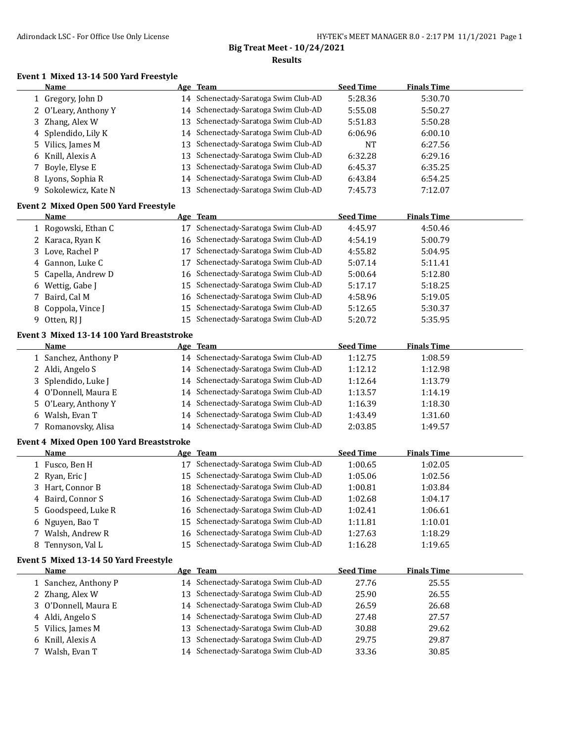# Big Treat Meet - 10/24/2021

## Results

### Event 1 Mixed 13-14 500 Yard Freestyle

| | Name | Age | Team | Seed Time | Finals Time |
|---|---|---|---|---|---|
| 1 | Gregory, John D | 14 | Schenectady-Saratoga Swim Club-AD | 5:28.36 | 5:30.70 |
| 2 | O'Leary, Anthony Y | 14 | Schenectady-Saratoga Swim Club-AD | 5:55.08 | 5:50.27 |
| 3 | Zhang, Alex W | 13 | Schenectady-Saratoga Swim Club-AD | 5:51.83 | 5:50.28 |
| 4 | Splendido, Lily K | 14 | Schenectady-Saratoga Swim Club-AD | 6:06.96 | 6:00.10 |
| 5 | Vilics, James M | 13 | Schenectady-Saratoga Swim Club-AD | NT | 6:27.56 |
| 6 | Knill, Alexis A | 13 | Schenectady-Saratoga Swim Club-AD | 6:32.28 | 6:29.16 |
| 7 | Boyle, Elyse E | 13 | Schenectady-Saratoga Swim Club-AD | 6:45.37 | 6:35.25 |
| 8 | Lyons, Sophia R | 14 | Schenectady-Saratoga Swim Club-AD | 6:43.84 | 6:54.25 |
| 9 | Sokolewicz, Kate N | 13 | Schenectady-Saratoga Swim Club-AD | 7:45.73 | 7:12.07 |

### Event 2 Mixed Open 500 Yard Freestyle

| | Name | Age | Team | Seed Time | Finals Time |
|---|---|---|---|---|---|
| 1 | Rogowski, Ethan C | 17 | Schenectady-Saratoga Swim Club-AD | 4:45.97 | 4:50.46 |
| 2 | Karaca, Ryan K | 16 | Schenectady-Saratoga Swim Club-AD | 4:54.19 | 5:00.79 |
| 3 | Love, Rachel P | 17 | Schenectady-Saratoga Swim Club-AD | 4:55.82 | 5:04.95 |
| 4 | Gannon, Luke C | 17 | Schenectady-Saratoga Swim Club-AD | 5:07.14 | 5:11.41 |
| 5 | Capella, Andrew D | 16 | Schenectady-Saratoga Swim Club-AD | 5:00.64 | 5:12.80 |
| 6 | Wettig, Gabe J | 15 | Schenectady-Saratoga Swim Club-AD | 5:17.17 | 5:18.25 |
| 7 | Baird, Cal M | 16 | Schenectady-Saratoga Swim Club-AD | 4:58.96 | 5:19.05 |
| 8 | Coppola, Vince J | 15 | Schenectady-Saratoga Swim Club-AD | 5:12.65 | 5:30.37 |
| 9 | Otten, RJ J | 15 | Schenectady-Saratoga Swim Club-AD | 5:20.72 | 5:35.95 |

### Event 3 Mixed 13-14 100 Yard Breaststroke

| | Name | Age | Team | Seed Time | Finals Time |
|---|---|---|---|---|---|
| 1 | Sanchez, Anthony P | 14 | Schenectady-Saratoga Swim Club-AD | 1:12.75 | 1:08.59 |
| 2 | Aldi, Angelo S | 14 | Schenectady-Saratoga Swim Club-AD | 1:12.12 | 1:12.98 |
| 3 | Splendido, Luke J | 14 | Schenectady-Saratoga Swim Club-AD | 1:12.64 | 1:13.79 |
| 4 | O'Donnell, Maura E | 14 | Schenectady-Saratoga Swim Club-AD | 1:13.57 | 1:14.19 |
| 5 | O'Leary, Anthony Y | 14 | Schenectady-Saratoga Swim Club-AD | 1:16.39 | 1:18.30 |
| 6 | Walsh, Evan T | 14 | Schenectady-Saratoga Swim Club-AD | 1:43.49 | 1:31.60 |
| 7 | Romanovsky, Alisa | 14 | Schenectady-Saratoga Swim Club-AD | 2:03.85 | 1:49.57 |

### Event 4 Mixed Open 100 Yard Breaststroke

| | Name | Age | Team | Seed Time | Finals Time |
|---|---|---|---|---|---|
| 1 | Fusco, Ben H | 17 | Schenectady-Saratoga Swim Club-AD | 1:00.65 | 1:02.05 |
| 2 | Ryan, Eric J | 15 | Schenectady-Saratoga Swim Club-AD | 1:05.06 | 1:02.56 |
| 3 | Hart, Connor B | 18 | Schenectady-Saratoga Swim Club-AD | 1:00.81 | 1:03.84 |
| 4 | Baird, Connor S | 16 | Schenectady-Saratoga Swim Club-AD | 1:02.68 | 1:04.17 |
| 5 | Goodspeed, Luke R | 16 | Schenectady-Saratoga Swim Club-AD | 1:02.41 | 1:06.61 |
| 6 | Nguyen, Bao T | 15 | Schenectady-Saratoga Swim Club-AD | 1:11.81 | 1:10.01 |
| 7 | Walsh, Andrew R | 16 | Schenectady-Saratoga Swim Club-AD | 1:27.63 | 1:18.29 |
| 8 | Tennyson, Val L | 15 | Schenectady-Saratoga Swim Club-AD | 1:16.28 | 1:19.65 |

### Event 5 Mixed 13-14 50 Yard Freestyle

| | Name | Age | Team | Seed Time | Finals Time |
|---|---|---|---|---|---|
| 1 | Sanchez, Anthony P | 14 | Schenectady-Saratoga Swim Club-AD | 27.76 | 25.55 |
| 2 | Zhang, Alex W | 13 | Schenectady-Saratoga Swim Club-AD | 25.90 | 26.55 |
| 3 | O'Donnell, Maura E | 14 | Schenectady-Saratoga Swim Club-AD | 26.59 | 26.68 |
| 4 | Aldi, Angelo S | 14 | Schenectady-Saratoga Swim Club-AD | 27.48 | 27.57 |
| 5 | Vilics, James M | 13 | Schenectady-Saratoga Swim Club-AD | 30.88 | 29.62 |
| 6 | Knill, Alexis A | 13 | Schenectady-Saratoga Swim Club-AD | 29.75 | 29.87 |
| 7 | Walsh, Evan T | 14 | Schenectady-Saratoga Swim Club-AD | 33.36 | 30.85 |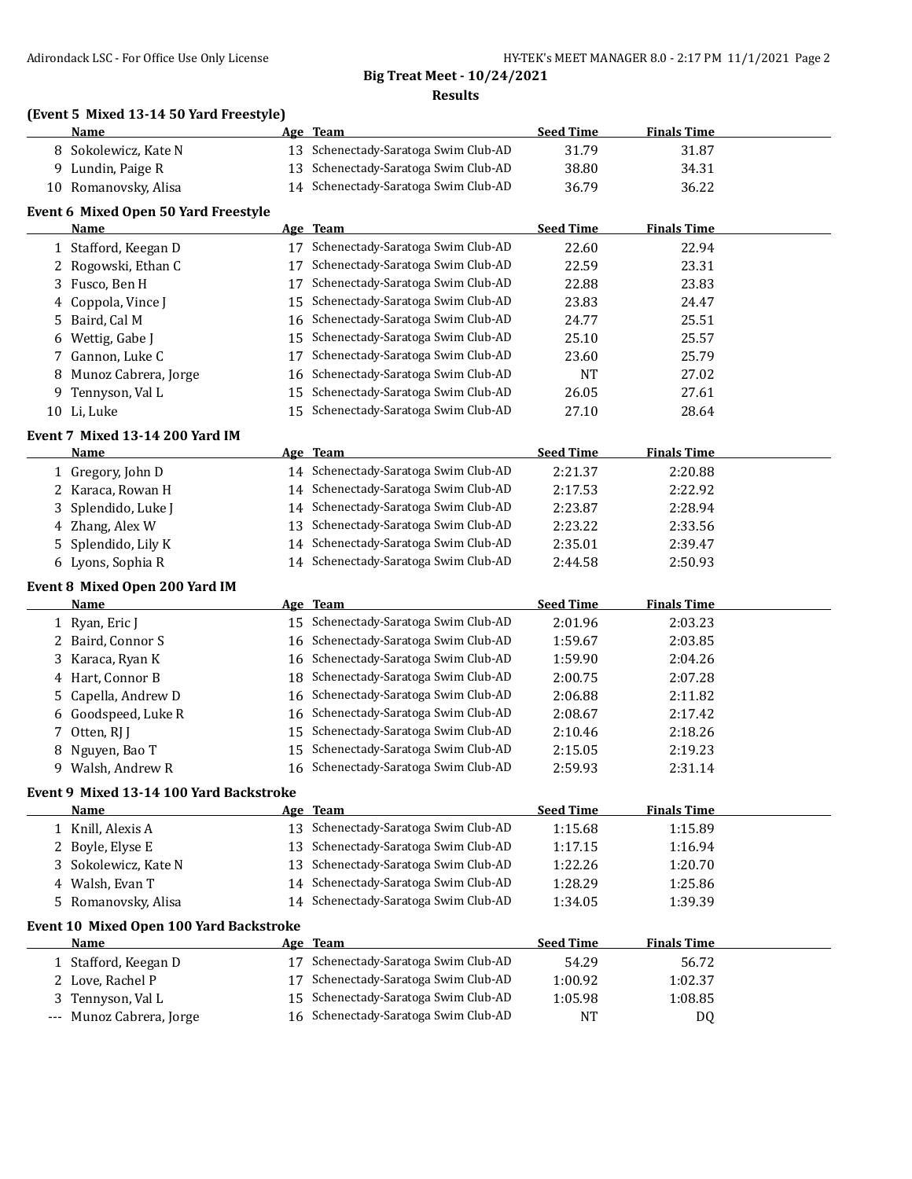**Big Treat Meet - 10/24/2021**

**Results**

### (Event 5 Mixed 13-14 50 Yard Freestyle)

| | Name | Age | Team | Seed Time | Finals Time |
|---|---|---|---|---|---|
| 8 | Sokolewicz, Kate N | 13 | Schenectady-Saratoga Swim Club-AD | 31.79 | 31.87 |
| 9 | Lundin, Paige R | 13 | Schenectady-Saratoga Swim Club-AD | 38.80 | 34.31 |
| 10 | Romanovsky, Alisa | 14 | Schenectady-Saratoga Swim Club-AD | 36.79 | 36.22 |

### Event 6 Mixed Open 50 Yard Freestyle

| | Name | Age | Team | Seed Time | Finals Time |
|---|---|---|---|---|---|
| 1 | Stafford, Keegan D | 17 | Schenectady-Saratoga Swim Club-AD | 22.60 | 22.94 |
| 2 | Rogowski, Ethan C | 17 | Schenectady-Saratoga Swim Club-AD | 22.59 | 23.31 |
| 3 | Fusco, Ben H | 17 | Schenectady-Saratoga Swim Club-AD | 22.88 | 23.83 |
| 4 | Coppola, Vince J | 15 | Schenectady-Saratoga Swim Club-AD | 23.83 | 24.47 |
| 5 | Baird, Cal M | 16 | Schenectady-Saratoga Swim Club-AD | 24.77 | 25.51 |
| 6 | Wettig, Gabe J | 15 | Schenectady-Saratoga Swim Club-AD | 25.10 | 25.57 |
| 7 | Gannon, Luke C | 17 | Schenectady-Saratoga Swim Club-AD | 23.60 | 25.79 |
| 8 | Munoz Cabrera, Jorge | 16 | Schenectady-Saratoga Swim Club-AD | NT | 27.02 |
| 9 | Tennyson, Val L | 15 | Schenectady-Saratoga Swim Club-AD | 26.05 | 27.61 |
| 10 | Li, Luke | 15 | Schenectady-Saratoga Swim Club-AD | 27.10 | 28.64 |

### Event 7 Mixed 13-14 200 Yard IM

| | Name | Age | Team | Seed Time | Finals Time |
|---|---|---|---|---|---|
| 1 | Gregory, John D | 14 | Schenectady-Saratoga Swim Club-AD | 2:21.37 | 2:20.88 |
| 2 | Karaca, Rowan H | 14 | Schenectady-Saratoga Swim Club-AD | 2:17.53 | 2:22.92 |
| 3 | Splendido, Luke J | 14 | Schenectady-Saratoga Swim Club-AD | 2:23.87 | 2:28.94 |
| 4 | Zhang, Alex W | 13 | Schenectady-Saratoga Swim Club-AD | 2:23.22 | 2:33.56 |
| 5 | Splendido, Lily K | 14 | Schenectady-Saratoga Swim Club-AD | 2:35.01 | 2:39.47 |
| 6 | Lyons, Sophia R | 14 | Schenectady-Saratoga Swim Club-AD | 2:44.58 | 2:50.93 |

### Event 8 Mixed Open 200 Yard IM

| | Name | Age | Team | Seed Time | Finals Time |
|---|---|---|---|---|---|
| 1 | Ryan, Eric J | 15 | Schenectady-Saratoga Swim Club-AD | 2:01.96 | 2:03.23 |
| 2 | Baird, Connor S | 16 | Schenectady-Saratoga Swim Club-AD | 1:59.67 | 2:03.85 |
| 3 | Karaca, Ryan K | 16 | Schenectady-Saratoga Swim Club-AD | 1:59.90 | 2:04.26 |
| 4 | Hart, Connor B | 18 | Schenectady-Saratoga Swim Club-AD | 2:00.75 | 2:07.28 |
| 5 | Capella, Andrew D | 16 | Schenectady-Saratoga Swim Club-AD | 2:06.88 | 2:11.82 |
| 6 | Goodspeed, Luke R | 16 | Schenectady-Saratoga Swim Club-AD | 2:08.67 | 2:17.42 |
| 7 | Otten, RJ J | 15 | Schenectady-Saratoga Swim Club-AD | 2:10.46 | 2:18.26 |
| 8 | Nguyen, Bao T | 15 | Schenectady-Saratoga Swim Club-AD | 2:15.05 | 2:19.23 |
| 9 | Walsh, Andrew R | 16 | Schenectady-Saratoga Swim Club-AD | 2:59.93 | 2:31.14 |

### Event 9 Mixed 13-14 100 Yard Backstroke

| | Name | Age | Team | Seed Time | Finals Time |
|---|---|---|---|---|---|
| 1 | Knill, Alexis A | 13 | Schenectady-Saratoga Swim Club-AD | 1:15.68 | 1:15.89 |
| 2 | Boyle, Elyse E | 13 | Schenectady-Saratoga Swim Club-AD | 1:17.15 | 1:16.94 |
| 3 | Sokolewicz, Kate N | 13 | Schenectady-Saratoga Swim Club-AD | 1:22.26 | 1:20.70 |
| 4 | Walsh, Evan T | 14 | Schenectady-Saratoga Swim Club-AD | 1:28.29 | 1:25.86 |
| 5 | Romanovsky, Alisa | 14 | Schenectady-Saratoga Swim Club-AD | 1:34.05 | 1:39.39 |

### Event 10 Mixed Open 100 Yard Backstroke

| | Name | Age | Team | Seed Time | Finals Time |
|---|---|---|---|---|---|
| 1 | Stafford, Keegan D | 17 | Schenectady-Saratoga Swim Club-AD | 54.29 | 56.72 |
| 2 | Love, Rachel P | 17 | Schenectady-Saratoga Swim Club-AD | 1:00.92 | 1:02.37 |
| 3 | Tennyson, Val L | 15 | Schenectady-Saratoga Swim Club-AD | 1:05.98 | 1:08.85 |
| --- | Munoz Cabrera, Jorge | 16 | Schenectady-Saratoga Swim Club-AD | NT | DQ |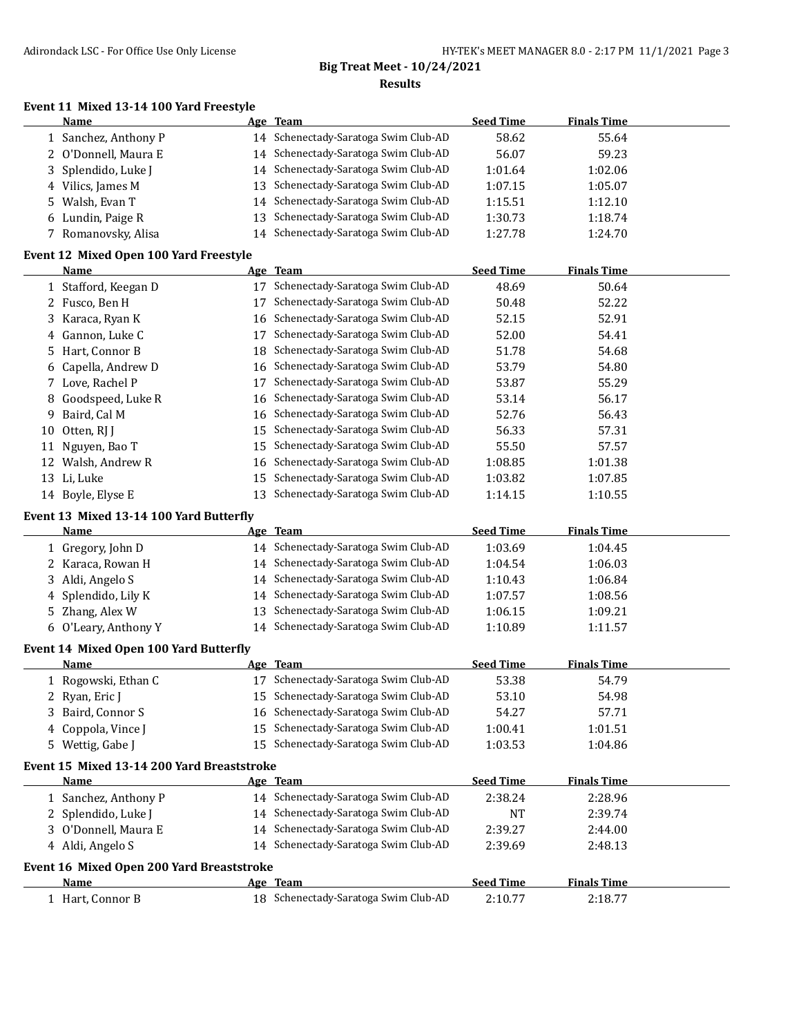# Big Treat Meet - 10/24/2021

## Results

### Event 11 Mixed 13-14 100 Yard Freestyle

| | Name | Age | Team | Seed Time | Finals Time |
|---|---|---|---|---|---|
| 1 | Sanchez, Anthony P | 14 | Schenectady-Saratoga Swim Club-AD | 58.62 | 55.64 |
| 2 | O'Donnell, Maura E | 14 | Schenectady-Saratoga Swim Club-AD | 56.07 | 59.23 |
| 3 | Splendido, Luke J | 14 | Schenectady-Saratoga Swim Club-AD | 1:01.64 | 1:02.06 |
| 4 | Vilics, James M | 13 | Schenectady-Saratoga Swim Club-AD | 1:07.15 | 1:05.07 |
| 5 | Walsh, Evan T | 14 | Schenectady-Saratoga Swim Club-AD | 1:15.51 | 1:12.10 |
| 6 | Lundin, Paige R | 13 | Schenectady-Saratoga Swim Club-AD | 1:30.73 | 1:18.74 |
| 7 | Romanovsky, Alisa | 14 | Schenectady-Saratoga Swim Club-AD | 1:27.78 | 1:24.70 |

### Event 12 Mixed Open 100 Yard Freestyle

| | Name | Age | Team | Seed Time | Finals Time |
|---|---|---|---|---|---|
| 1 | Stafford, Keegan D | 17 | Schenectady-Saratoga Swim Club-AD | 48.69 | 50.64 |
| 2 | Fusco, Ben H | 17 | Schenectady-Saratoga Swim Club-AD | 50.48 | 52.22 |
| 3 | Karaca, Ryan K | 16 | Schenectady-Saratoga Swim Club-AD | 52.15 | 52.91 |
| 4 | Gannon, Luke C | 17 | Schenectady-Saratoga Swim Club-AD | 52.00 | 54.41 |
| 5 | Hart, Connor B | 18 | Schenectady-Saratoga Swim Club-AD | 51.78 | 54.68 |
| 6 | Capella, Andrew D | 16 | Schenectady-Saratoga Swim Club-AD | 53.79 | 54.80 |
| 7 | Love, Rachel P | 17 | Schenectady-Saratoga Swim Club-AD | 53.87 | 55.29 |
| 8 | Goodspeed, Luke R | 16 | Schenectady-Saratoga Swim Club-AD | 53.14 | 56.17 |
| 9 | Baird, Cal M | 16 | Schenectady-Saratoga Swim Club-AD | 52.76 | 56.43 |
| 10 | Otten, RJ J | 15 | Schenectady-Saratoga Swim Club-AD | 56.33 | 57.31 |
| 11 | Nguyen, Bao T | 15 | Schenectady-Saratoga Swim Club-AD | 55.50 | 57.57 |
| 12 | Walsh, Andrew R | 16 | Schenectady-Saratoga Swim Club-AD | 1:08.85 | 1:01.38 |
| 13 | Li, Luke | 15 | Schenectady-Saratoga Swim Club-AD | 1:03.82 | 1:07.85 |
| 14 | Boyle, Elyse E | 13 | Schenectady-Saratoga Swim Club-AD | 1:14.15 | 1:10.55 |

### Event 13 Mixed 13-14 100 Yard Butterfly

| | Name | Age | Team | Seed Time | Finals Time |
|---|---|---|---|---|---|
| 1 | Gregory, John D | 14 | Schenectady-Saratoga Swim Club-AD | 1:03.69 | 1:04.45 |
| 2 | Karaca, Rowan H | 14 | Schenectady-Saratoga Swim Club-AD | 1:04.54 | 1:06.03 |
| 3 | Aldi, Angelo S | 14 | Schenectady-Saratoga Swim Club-AD | 1:10.43 | 1:06.84 |
| 4 | Splendido, Lily K | 14 | Schenectady-Saratoga Swim Club-AD | 1:07.57 | 1:08.56 |
| 5 | Zhang, Alex W | 13 | Schenectady-Saratoga Swim Club-AD | 1:06.15 | 1:09.21 |
| 6 | O'Leary, Anthony Y | 14 | Schenectady-Saratoga Swim Club-AD | 1:10.89 | 1:11.57 |

### Event 14 Mixed Open 100 Yard Butterfly

| | Name | Age | Team | Seed Time | Finals Time |
|---|---|---|---|---|---|
| 1 | Rogowski, Ethan C | 17 | Schenectady-Saratoga Swim Club-AD | 53.38 | 54.79 |
| 2 | Ryan, Eric J | 15 | Schenectady-Saratoga Swim Club-AD | 53.10 | 54.98 |
| 3 | Baird, Connor S | 16 | Schenectady-Saratoga Swim Club-AD | 54.27 | 57.71 |
| 4 | Coppola, Vince J | 15 | Schenectady-Saratoga Swim Club-AD | 1:00.41 | 1:01.51 |
| 5 | Wettig, Gabe J | 15 | Schenectady-Saratoga Swim Club-AD | 1:03.53 | 1:04.86 |

### Event 15 Mixed 13-14 200 Yard Breaststroke

| | Name | Age | Team | Seed Time | Finals Time |
|---|---|---|---|---|---|
| 1 | Sanchez, Anthony P | 14 | Schenectady-Saratoga Swim Club-AD | 2:38.24 | 2:28.96 |
| 2 | Splendido, Luke J | 14 | Schenectady-Saratoga Swim Club-AD | NT | 2:39.74 |
| 3 | O'Donnell, Maura E | 14 | Schenectady-Saratoga Swim Club-AD | 2:39.27 | 2:44.00 |
| 4 | Aldi, Angelo S | 14 | Schenectady-Saratoga Swim Club-AD | 2:39.69 | 2:48.13 |

### Event 16 Mixed Open 200 Yard Breaststroke

| | Name | Age | Team | Seed Time | Finals Time |
|---|---|---|---|---|---|
| 1 | Hart, Connor B | 18 | Schenectady-Saratoga Swim Club-AD | 2:10.77 | 2:18.77 |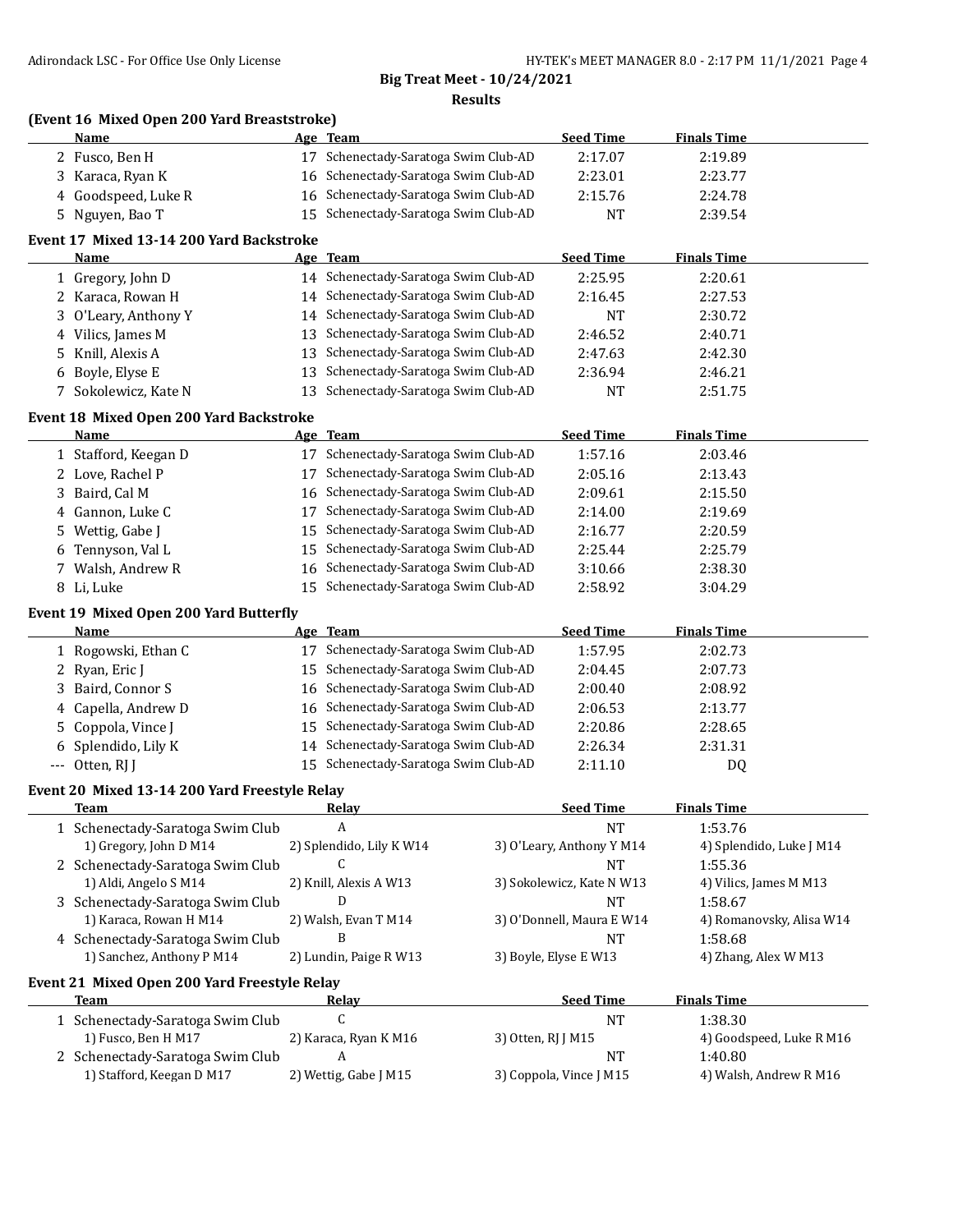## Big Treat Meet - 10/24/2021

### Results

#### (Event 16 Mixed Open 200 Yard Breaststroke)

| | Name | Age | Team | Seed Time | Finals Time |
|---|---|---|---|---|---|
| 2 | Fusco, Ben H | 17 | Schenectady-Saratoga Swim Club-AD | 2:17.07 | 2:19.89 |
| 3 | Karaca, Ryan K | 16 | Schenectady-Saratoga Swim Club-AD | 2:23.01 | 2:23.77 |
| 4 | Goodspeed, Luke R | 16 | Schenectady-Saratoga Swim Club-AD | 2:15.76 | 2:24.78 |
| 5 | Nguyen, Bao T | 15 | Schenectady-Saratoga Swim Club-AD | NT | 2:39.54 |

#### Event 17 Mixed 13-14 200 Yard Backstroke

| | Name | Age | Team | Seed Time | Finals Time |
|---|---|---|---|---|---|
| 1 | Gregory, John D | 14 | Schenectady-Saratoga Swim Club-AD | 2:25.95 | 2:20.61 |
| 2 | Karaca, Rowan H | 14 | Schenectady-Saratoga Swim Club-AD | 2:16.45 | 2:27.53 |
| 3 | O'Leary, Anthony Y | 14 | Schenectady-Saratoga Swim Club-AD | NT | 2:30.72 |
| 4 | Vilics, James M | 13 | Schenectady-Saratoga Swim Club-AD | 2:46.52 | 2:40.71 |
| 5 | Knill, Alexis A | 13 | Schenectady-Saratoga Swim Club-AD | 2:47.63 | 2:42.30 |
| 6 | Boyle, Elyse E | 13 | Schenectady-Saratoga Swim Club-AD | 2:36.94 | 2:46.21 |
| 7 | Sokolewicz, Kate N | 13 | Schenectady-Saratoga Swim Club-AD | NT | 2:51.75 |

#### Event 18 Mixed Open 200 Yard Backstroke

| | Name | Age | Team | Seed Time | Finals Time |
|---|---|---|---|---|---|
| 1 | Stafford, Keegan D | 17 | Schenectady-Saratoga Swim Club-AD | 1:57.16 | 2:03.46 |
| 2 | Love, Rachel P | 17 | Schenectady-Saratoga Swim Club-AD | 2:05.16 | 2:13.43 |
| 3 | Baird, Cal M | 16 | Schenectady-Saratoga Swim Club-AD | 2:09.61 | 2:15.50 |
| 4 | Gannon, Luke C | 17 | Schenectady-Saratoga Swim Club-AD | 2:14.00 | 2:19.69 |
| 5 | Wettig, Gabe J | 15 | Schenectady-Saratoga Swim Club-AD | 2:16.77 | 2:20.59 |
| 6 | Tennyson, Val L | 15 | Schenectady-Saratoga Swim Club-AD | 2:25.44 | 2:25.79 |
| 7 | Walsh, Andrew R | 16 | Schenectady-Saratoga Swim Club-AD | 3:10.66 | 2:38.30 |
| 8 | Li, Luke | 15 | Schenectady-Saratoga Swim Club-AD | 2:58.92 | 3:04.29 |

#### Event 19 Mixed Open 200 Yard Butterfly

| | Name | Age | Team | Seed Time | Finals Time |
|---|---|---|---|---|---|
| 1 | Rogowski, Ethan C | 17 | Schenectady-Saratoga Swim Club-AD | 1:57.95 | 2:02.73 |
| 2 | Ryan, Eric J | 15 | Schenectady-Saratoga Swim Club-AD | 2:04.45 | 2:07.73 |
| 3 | Baird, Connor S | 16 | Schenectady-Saratoga Swim Club-AD | 2:00.40 | 2:08.92 |
| 4 | Capella, Andrew D | 16 | Schenectady-Saratoga Swim Club-AD | 2:06.53 | 2:13.77 |
| 5 | Coppola, Vince J | 15 | Schenectady-Saratoga Swim Club-AD | 2:20.86 | 2:28.65 |
| 6 | Splendido, Lily K | 14 | Schenectady-Saratoga Swim Club-AD | 2:26.34 | 2:31.31 |
| --- | Otten, RJ J | 15 | Schenectady-Saratoga Swim Club-AD | 2:11.10 | DQ |

#### Event 20 Mixed 13-14 200 Yard Freestyle Relay

| | Team | Relay | Seed Time | Finals Time |
|---|---|---|---|---|
| 1 | Schenectady-Saratoga Swim Club | A | NT | 1:53.76 |
| | 1) Gregory, John D M14 | 2) Splendido, Lily K W14 | 3) O'Leary, Anthony Y M14 | 4) Splendido, Luke J M14 |
| 2 | Schenectady-Saratoga Swim Club | C | NT | 1:55.36 |
| | 1) Aldi, Angelo S M14 | 2) Knill, Alexis A W13 | 3) Sokolewicz, Kate N W13 | 4) Vilics, James M M13 |
| 3 | Schenectady-Saratoga Swim Club | D | NT | 1:58.67 |
| | 1) Karaca, Rowan H M14 | 2) Walsh, Evan T M14 | 3) O'Donnell, Maura E W14 | 4) Romanovsky, Alisa W14 |
| 4 | Schenectady-Saratoga Swim Club | B | NT | 1:58.68 |
| | 1) Sanchez, Anthony P M14 | 2) Lundin, Paige R W13 | 3) Boyle, Elyse E W13 | 4) Zhang, Alex W M13 |

#### Event 21 Mixed Open 200 Yard Freestyle Relay

| | Team | Relay | Seed Time | Finals Time |
|---|---|---|---|---|
| 1 | Schenectady-Saratoga Swim Club | C | NT | 1:38.30 |
| | 1) Fusco, Ben H M17 | 2) Karaca, Ryan K M16 | 3) Otten, RJ J M15 | 4) Goodspeed, Luke R M16 |
| 2 | Schenectady-Saratoga Swim Club | A | NT | 1:40.80 |
| | 1) Stafford, Keegan D M17 | 2) Wettig, Gabe J M15 | 3) Coppola, Vince J M15 | 4) Walsh, Andrew R M16 |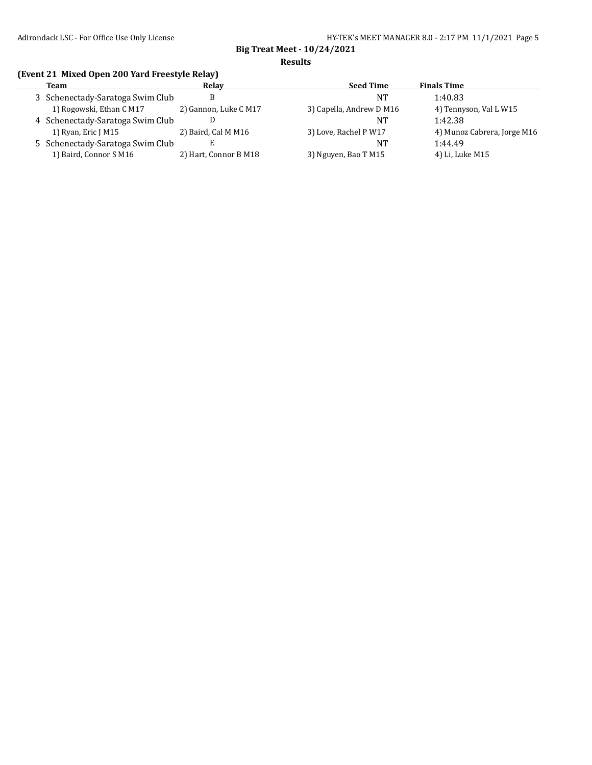## Big Treat Meet - 10/24/2021

### Results

**(Event 21 Mixed Open 200 Yard Freestyle Relay)**

| | Team | Relay | Seed Time | Finals Time |
|---|---|---|---|---|
| 3 | Schenectady-Saratoga Swim Club | B | NT | 1:40.83 |
| | 1) Rogowski, Ethan C M17 | 2) Gannon, Luke C M17 | 3) Capella, Andrew D M16 | 4) Tennyson, Val L W15 |
| 4 | Schenectady-Saratoga Swim Club | D | NT | 1:42.38 |
| | 1) Ryan, Eric J M15 | 2) Baird, Cal M M16 | 3) Love, Rachel P W17 | 4) Munoz Cabrera, Jorge M16 |
| 5 | Schenectady-Saratoga Swim Club | E | NT | 1:44.49 |
| | 1) Baird, Connor S M16 | 2) Hart, Connor B M18 | 3) Nguyen, Bao T M15 | 4) Li, Luke M15 |